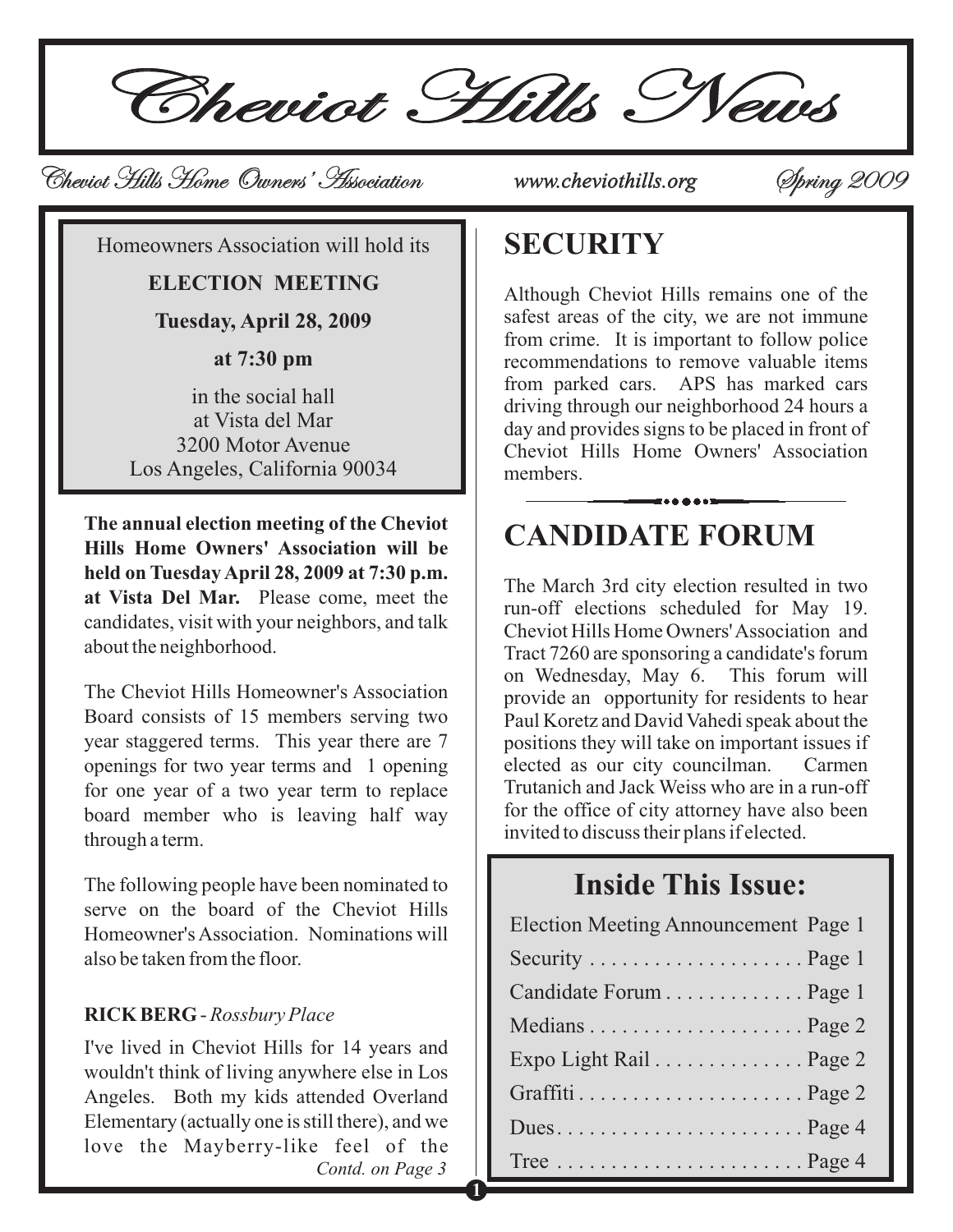# Cheviot Hills News

Cheviot Hills Home Owners' Association www.cheviothills.org Spring 2009

Homeowners Association will hold its

**ELECTION MEETING**

**Tuesday, April 28, 2009**

**at 7:30 pm**

in the social hall
at Vista del Mar
3200 Motor Avenue
Los Angeles, California 90034

**The annual election meeting of the Cheviot Hills Home Owners' Association will be held on Tuesday April 28, 2009 at 7:30 p.m. at Vista Del Mar.** Please come, meet the candidates, visit with your neighbors, and talk about the neighborhood.

The Cheviot Hills Homeowner's Association Board consists of 15 members serving two year staggered terms. This year there are 7 openings for two year terms and 1 opening for one year of a two year term to replace board member who is leaving half way through a term.

The following people have been nominated to serve on the board of the Cheviot Hills Homeowner's Association. Nominations will also be taken from the floor.

**RICK BERG** - *Rossbury Place*

I've lived in Cheviot Hills for 14 years and wouldn't think of living anywhere else in Los Angeles. Both my kids attended Overland Elementary (actually one is still there), and we love the Mayberry-like feel of the

*Contd. on Page 3*

## SECURITY

Although Cheviot Hills remains one of the safest areas of the city, we are not immune from crime. It is important to follow police recommendations to remove valuable items from parked cars. APS has marked cars driving through our neighborhood 24 hours a day and provides signs to be placed in front of Cheviot Hills Home Owners' Association members.

## CANDIDATE FORUM

The March 3rd city election resulted in two run-off elections scheduled for May 19. Cheviot Hills Home Owners' Association and Tract 7260 are sponsoring a candidate's forum on Wednesday, May 6. This forum will provide an opportunity for residents to hear Paul Koretz and David Vahedi speak about the positions they will take on important issues if elected as our city councilman. Carmen Trutanich and Jack Weiss who are in a run-off for the office of city attorney have also been invited to discuss their plans if elected.

## Inside This Issue:

| | |
|---|---|
| Election Meeting Announcement | Page 1 |
| Security | Page 1 |
| Candidate Forum | Page 1 |
| Medians | Page 2 |
| Expo Light Rail | Page 2 |
| Graffiti | Page 2 |
| Dues | Page 4 |
| Tree | Page 4 |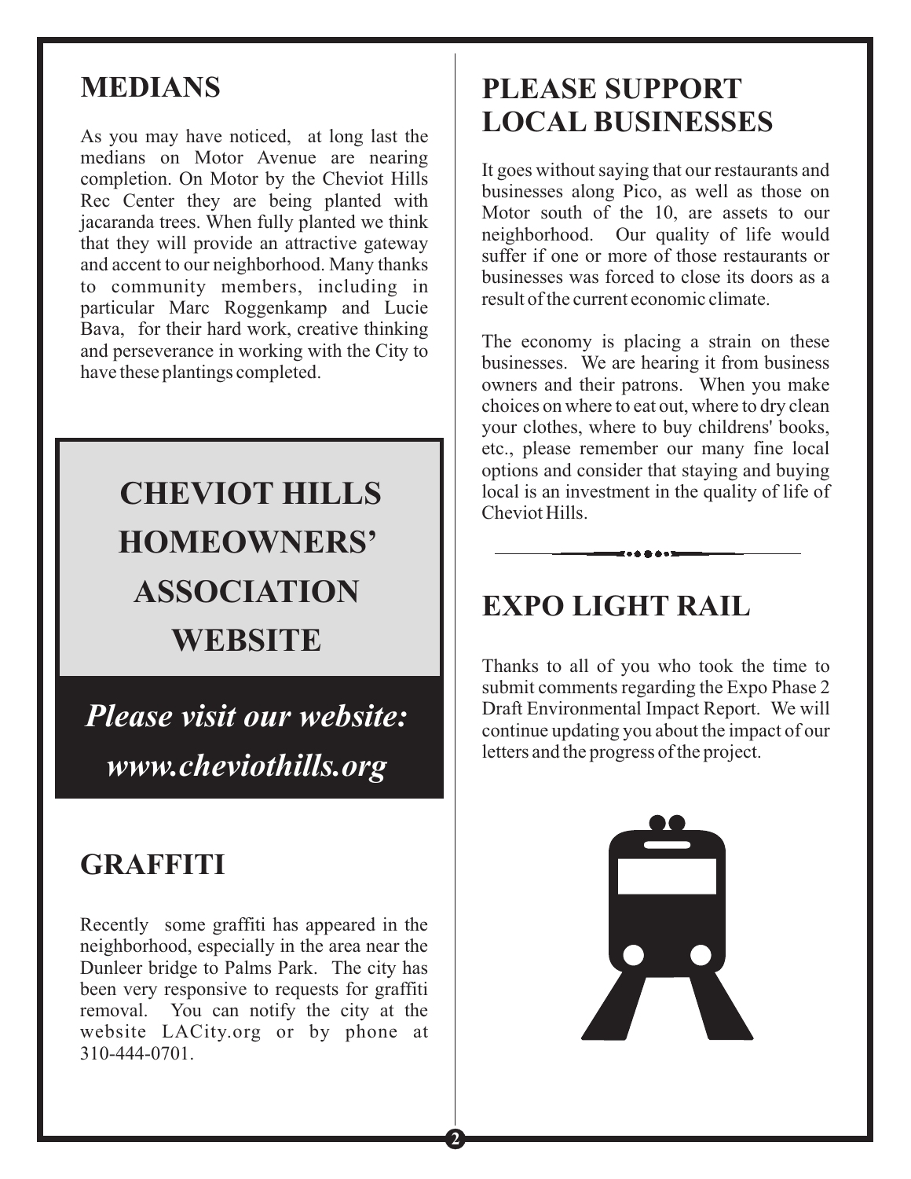## MEDIANS

As you may have noticed, at long last the medians on Motor Avenue are nearing completion. On Motor by the Cheviot Hills Rec Center they are being planted with jacaranda trees. When fully planted we think that they will provide an attractive gateway and accent to our neighborhood. Many thanks to community members, including in particular Marc Roggenkamp and Lucie Bava, for their hard work, creative thinking and perseverance in working with the City to have these plantings completed.

## CHEVIOT HILLS HOMEOWNERS' ASSOCIATION WEBSITE

***Please visit our website: www.cheviothills.org***

## GRAFFITI

Recently some graffiti has appeared in the neighborhood, especially in the area near the Dunleer bridge to Palms Park. The city has been very responsive to requests for graffiti removal. You can notify the city at the website LACity.org or by phone at 310-444-0701.

## PLEASE SUPPORT LOCAL BUSINESSES

It goes without saying that our restaurants and businesses along Pico, as well as those on Motor south of the 10, are assets to our neighborhood. Our quality of life would suffer if one or more of those restaurants or businesses was forced to close its doors as a result of the current economic climate.

The economy is placing a strain on these businesses. We are hearing it from business owners and their patrons. When you make choices on where to eat out, where to dry clean your clothes, where to buy childrens' books, etc., please remember our many fine local options and consider that staying and buying local is an investment in the quality of life of Cheviot Hills.

## EXPO LIGHT RAIL

Thanks to all of you who took the time to submit comments regarding the Expo Phase 2 Draft Environmental Impact Report. We will continue updating you about the impact of our letters and the progress of the project.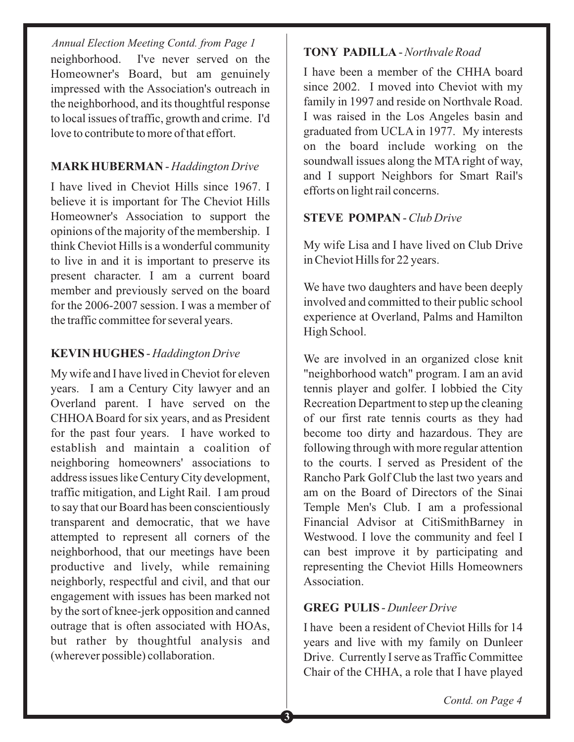*Annual Election Meeting Contd. from Page 1*

neighborhood. I've never served on the Homeowner's Board, but am genuinely impressed with the Association's outreach in the neighborhood, and its thoughtful response to local issues of traffic, growth and crime. I'd love to contribute to more of that effort.

**MARK HUBERMAN** - *Haddington Drive*

I have lived in Cheviot Hills since 1967. I believe it is important for The Cheviot Hills Homeowner's Association to support the opinions of the majority of the membership. I think Cheviot Hills is a wonderful community to live in and it is important to preserve its present character. I am a current board member and previously served on the board for the 2006-2007 session. I was a member of the traffic committee for several years.

**KEVIN HUGHES** - *Haddington Drive*

My wife and I have lived in Cheviot for eleven years. I am a Century City lawyer and an Overland parent. I have served on the CHHOA Board for six years, and as President for the past four years. I have worked to establish and maintain a coalition of neighboring homeowners' associations to address issues like Century City development, traffic mitigation, and Light Rail. I am proud to say that our Board has been conscientiously transparent and democratic, that we have attempted to represent all corners of the neighborhood, that our meetings have been productive and lively, while remaining neighborly, respectful and civil, and that our engagement with issues has been marked not by the sort of knee-jerk opposition and canned outrage that is often associated with HOAs, but rather by thoughtful analysis and (wherever possible) collaboration.

**TONY PADILLA** - *Northvale Road*

I have been a member of the CHHA board since 2002. I moved into Cheviot with my family in 1997 and reside on Northvale Road. I was raised in the Los Angeles basin and graduated from UCLA in 1977. My interests on the board include working on the soundwall issues along the MTA right of way, and I support Neighbors for Smart Rail's efforts on light rail concerns.

**STEVE POMPAN** - *Club Drive*

My wife Lisa and I have lived on Club Drive in Cheviot Hills for 22 years.

We have two daughters and have been deeply involved and committed to their public school experience at Overland, Palms and Hamilton High School.

We are involved in an organized close knit "neighborhood watch" program. I am an avid tennis player and golfer. I lobbied the City Recreation Department to step up the cleaning of our first rate tennis courts as they had become too dirty and hazardous. They are following through with more regular attention to the courts. I served as President of the Rancho Park Golf Club the last two years and am on the Board of Directors of the Sinai Temple Men's Club. I am a professional Financial Advisor at CitiSmithBarney in Westwood. I love the community and feel I can best improve it by participating and representing the Cheviot Hills Homeowners Association.

**GREG PULIS** - *Dunleer Drive*

I have been a resident of Cheviot Hills for 14 years and live with my family on Dunleer Drive. Currently I serve as Traffic Committee Chair of the CHHA, a role that I have played

*Contd. on Page 4*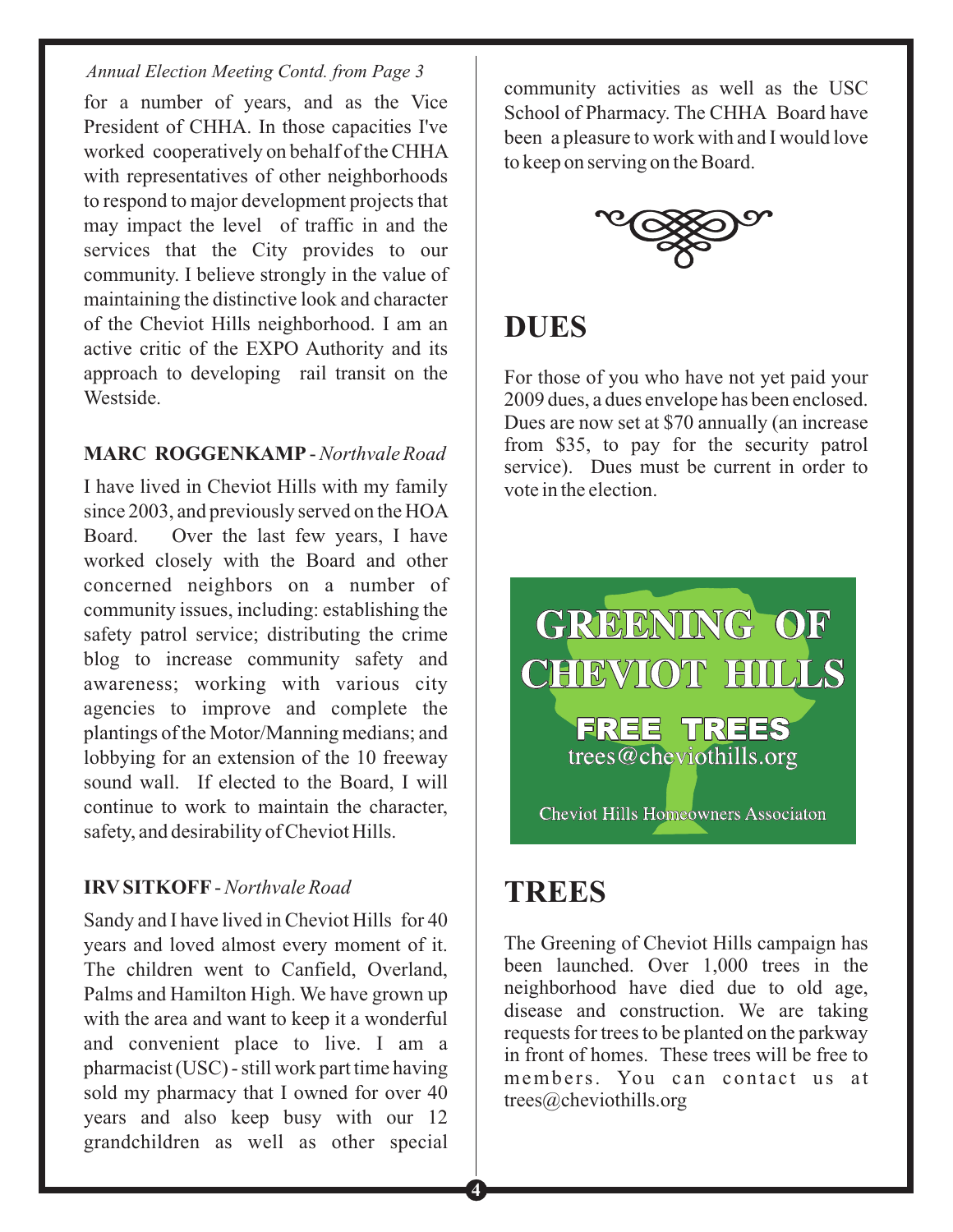*Annual Election Meeting Contd. from Page 3*

for a number of years, and as the Vice President of CHHA. In those capacities I've worked cooperatively on behalf of the CHHA with representatives of other neighborhoods to respond to major development projects that may impact the level of traffic in and the services that the City provides to our community. I believe strongly in the value of maintaining the distinctive look and character of the Cheviot Hills neighborhood. I am an active critic of the EXPO Authority and its approach to developing rail transit on the Westside.

**MARC ROGGENKAMP** - *Northvale Road*

I have lived in Cheviot Hills with my family since 2003, and previously served on the HOA Board. Over the last few years, I have worked closely with the Board and other concerned neighbors on a number of community issues, including: establishing the safety patrol service; distributing the crime blog to increase community safety and awareness; working with various city agencies to improve and complete the plantings of the Motor/Manning medians; and lobbying for an extension of the 10 freeway sound wall. If elected to the Board, I will continue to work to maintain the character, safety, and desirability of Cheviot Hills.

**IRV SITKOFF** - *Northvale Road*

Sandy and I have lived in Cheviot Hills for 40 years and loved almost every moment of it. The children went to Canfield, Overland, Palms and Hamilton High. We have grown up with the area and want to keep it a wonderful and convenient place to live. I am a pharmacist (USC) - still work part time having sold my pharmacy that I owned for over 40 years and also keep busy with our 12 grandchildren as well as other special community activities as well as the USC School of Pharmacy. The CHHA Board have been a pleasure to work with and I would love to keep on serving on the Board.

# DUES

For those of you who have not yet paid your 2009 dues, a dues envelope has been enclosed. Dues are now set at $70 annually (an increase from $35, to pay for the security patrol service). Dues must be current in order to vote in the election.

**GREENING OF CHEVIOT HILLS**

**FREE TREES**

trees@cheviothills.org

Cheviot Hills Homeowners Associaton

# TREES

The Greening of Cheviot Hills campaign has been launched. Over 1,000 trees in the neighborhood have died due to old age, disease and construction. We are taking requests for trees to be planted on the parkway in front of homes. These trees will be free to members. You can contact us at trees@cheviothills.org